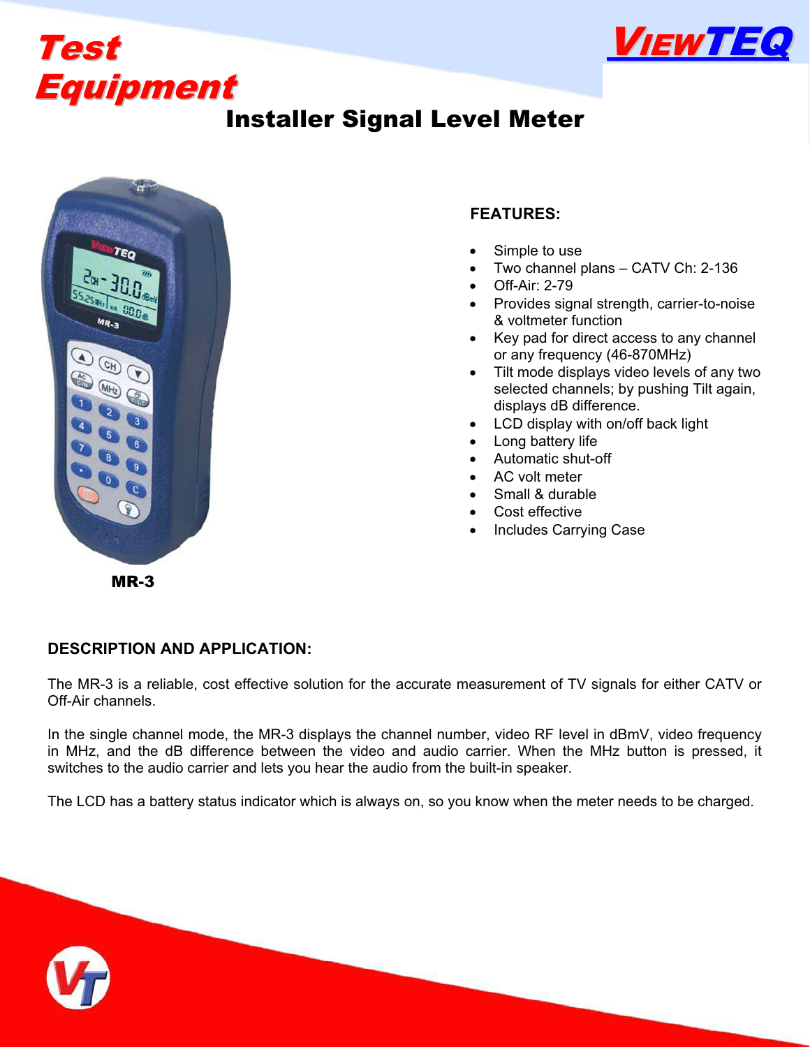# Test Equipment

VIEWTEQ

## Installer Signal Level Meter

MR-3

### FEATURES:

- Simple to use
- Two channel plans – CATV Ch: 2-136
- Off-Air: 2-79
- Provides signal strength, carrier-to-noise & voltmeter function
- Key pad for direct access to any channel or any frequency (46-870MHz)
- Tilt mode displays video levels of any two selected channels; by pushing Tilt again, displays dB difference.
- LCD display with on/off back light
- Long battery life
- Automatic shut-off
- AC volt meter
- Small & durable
- Cost effective
- Includes Carrying Case

### DESCRIPTION AND APPLICATION:

The MR-3 is a reliable, cost effective solution for the accurate measurement of TV signals for either CATV or Off-Air channels.

In the single channel mode, the MR-3 displays the channel number, video RF level in dBmV, video frequency in MHz, and the dB difference between the video and audio carrier. When the MHz button is pressed, it switches to the audio carrier and lets you hear the audio from the built-in speaker.

The LCD has a battery status indicator which is always on, so you know when the meter needs to be charged.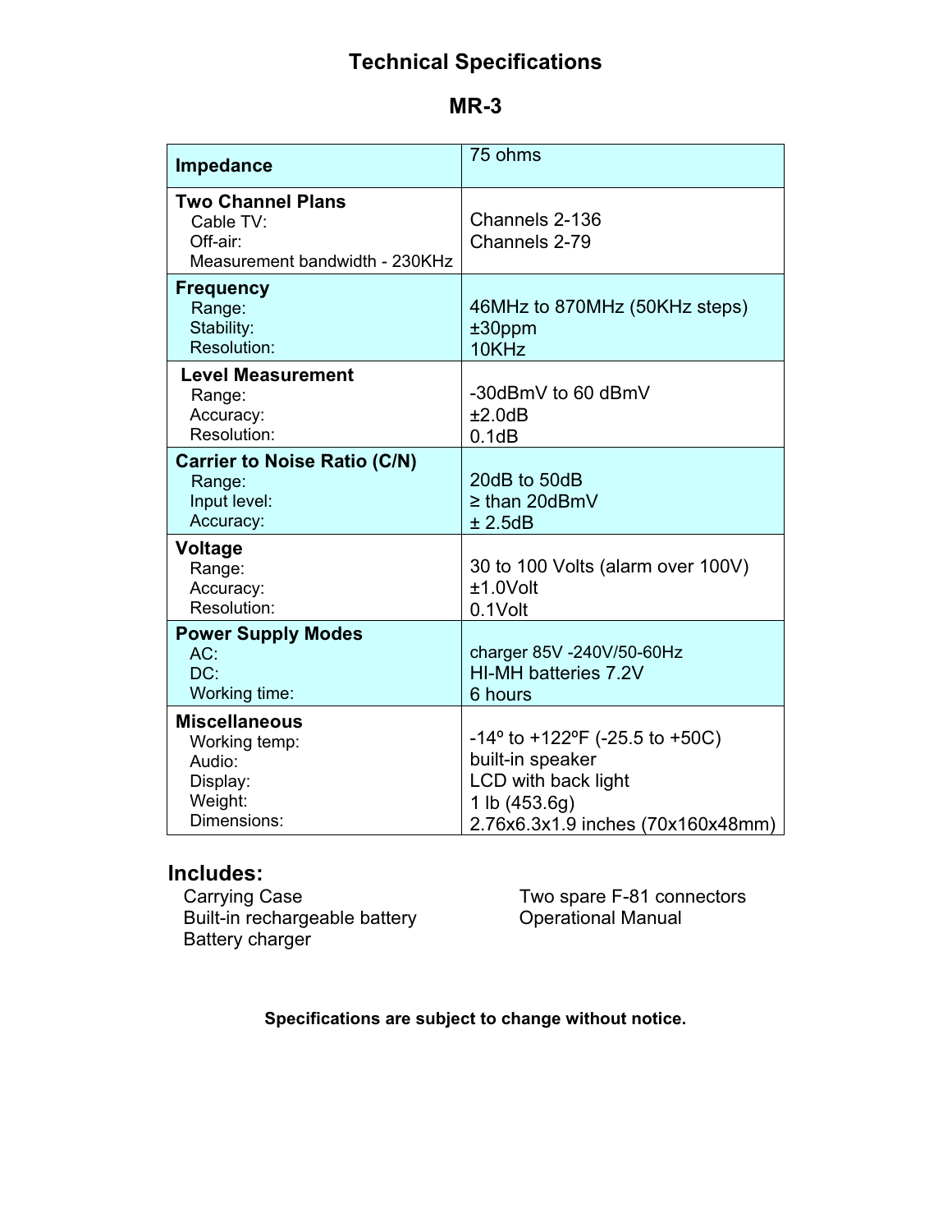# Technical Specifications

## MR-3

| | |
|---|---|
| **Impedance** | 75 ohms |
| **Two Channel Plans**<br>Cable TV:<br>Off-air:<br>Measurement bandwidth - 230KHz | <br>Channels 2-136<br>Channels 2-79 |
| **Frequency**<br>Range:<br>Stability:<br>Resolution: | <br>46MHz to 870MHz (50KHz steps)<br>±30ppm<br>10KHz |
| **Level Measurement**<br>Range:<br>Accuracy:<br>Resolution: | <br>-30dBmV to 60 dBmV<br>±2.0dB<br>0.1dB |
| **Carrier to Noise Ratio (C/N)**<br>Range:<br>Input level:<br>Accuracy: | <br>20dB to 50dB<br>≥ than 20dBmV<br>± 2.5dB |
| **Voltage**<br>Range:<br>Accuracy:<br>Resolution: | <br>30 to 100 Volts (alarm over 100V)<br>±1.0Volt<br>0.1Volt |
| **Power Supply Modes**<br>AC:<br>DC:<br>Working time: | <br>charger 85V -240V/50-60Hz<br>HI-MH batteries 7.2V<br>6 hours |
| **Miscellaneous**<br>Working temp:<br>Audio:<br>Display:<br>Weight:<br>Dimensions: | <br>-14º to +122ºF (-25.5 to +50C)<br>built-in speaker<br>LCD with back light<br>1 lb (453.6g)<br>2.76x6.3x1.9 inches (70x160x48mm) |

## Includes:

- Carrying Case
- Built-in rechargeable battery
- Battery charger
- Two spare F-81 connectors
- Operational Manual

**Specifications are subject to change without notice.**